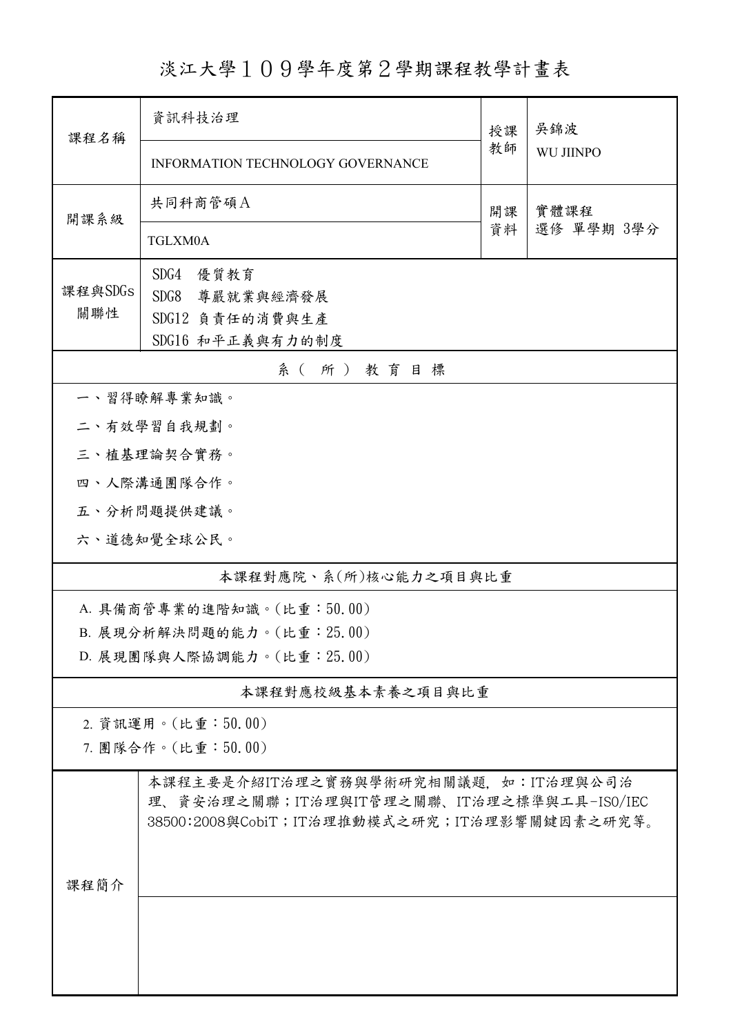# 淡江大學１０９學年度第２學期課程教學計畫表

| 課程名稱 | 資訊科技治理 | 授課教師 | 吳錦波 |
|---|---|---|---|
| | INFORMATION TECHNOLOGY GOVERNANCE | | WU JIINPO |
| 開課系級 | 共同科商管碩Ａ | 開課資料 | 實體課程<br>選修 單學期 3學分 |
| | TGLXM0A | | |
| 課程與SDGs關聯性 | SDG4 優質教育<br>SDG8 尊嚴就業與經濟發展<br>SDG12 負責任的消費與生產<br>SDG16 和平正義與有力的制度 | | |

## 系（所）教育目標

一、習得瞭解專業知識。

二、有效學習自我規劃。

三、植基理論契合實務。

四、人際溝通團隊合作。

五、分析問題提供建議。

六、道德知覺全球公民。

## 本課程對應院、系(所)核心能力之項目與比重

A. 具備商管專業的進階知識。(比重：50.00)

B. 展現分析解決問題的能力。(比重：25.00)

D. 展現團隊與人際協調能力。(比重：25.00)

## 本課程對應校級基本素養之項目與比重

2. 資訊運用。(比重：50.00)

7. 團隊合作。(比重：50.00)

## 課程簡介

本課程主要是介紹IT治理之實務與學術研究相關議題，如：IT治理與公司治理、資安治理之關聯；IT治理與IT管理之關聯、IT治理之標準與工具-ISO/IEC 38500:2008與CobiT；IT治理推動模式之研究；IT治理影響關鍵因素之研究等。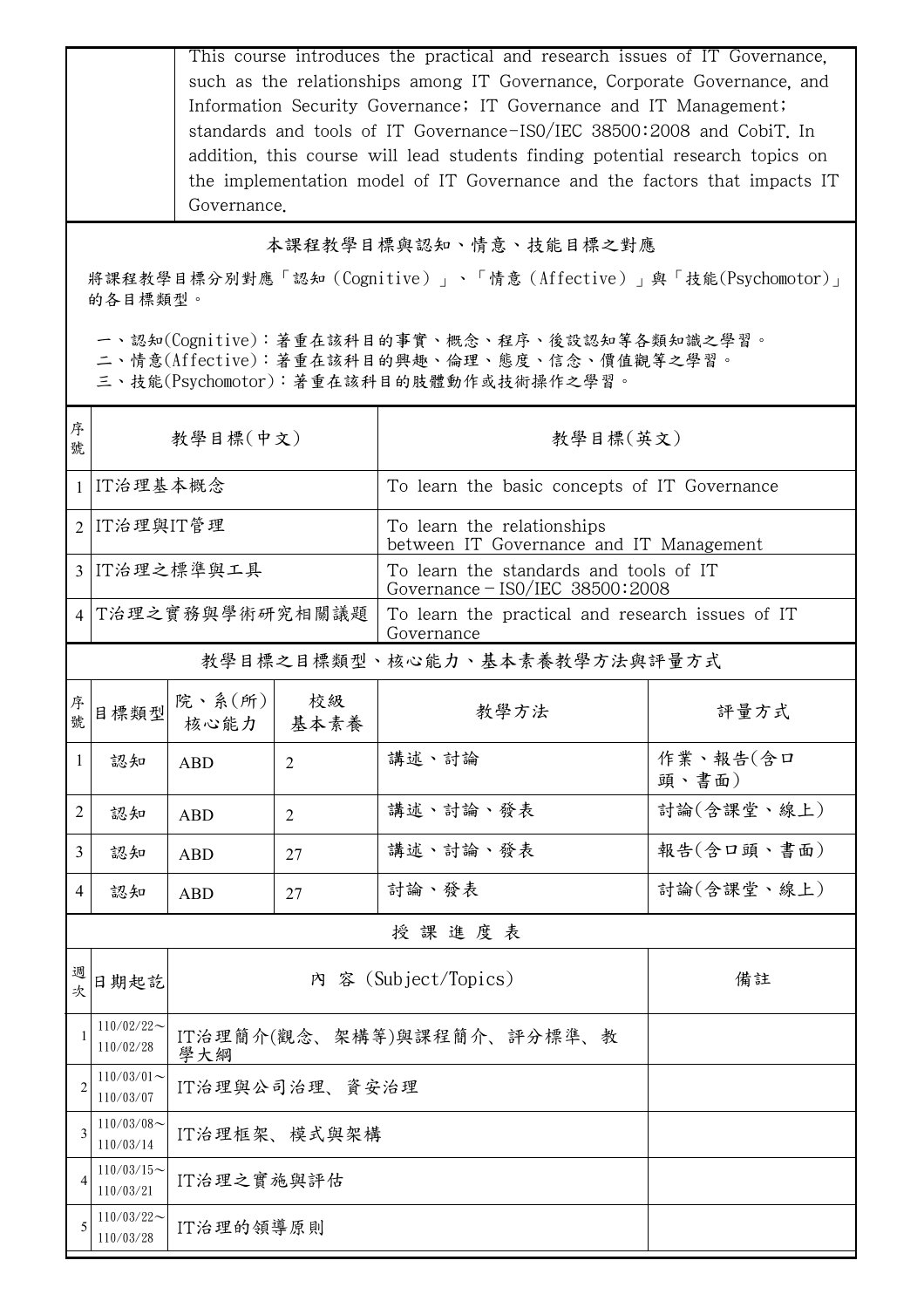| | This course introduces the practical and research issues of IT Governance, such as the relationships among IT Governance, Corporate Governance, and Information Security Governance; IT Governance and IT Management; standards and tools of IT Governance-ISO/IEC 38500:2008 and CobiT. In addition, this course will lead students finding potential research topics on the implementation model of IT Governance and the factors that impacts IT Governance. |
|---|---|

## 本課程教學目標與認知、情意、技能目標之對應

將課程教學目標分別對應「認知（Cognitive）」、「情意（Affective）」與「技能(Psychomotor)」的各目標類型。

一、認知(Cognitive)：著重在該科目的事實、概念、程序、後設認知等各類知識之學習。
二、情意(Affective)：著重在該科目的興趣、倫理、態度、信念、價值觀等之學習。
三、技能(Psychomotor)：著重在該科目的肢體動作或技術操作之學習。

| 序號 | 教學目標(中文) | 教學目標(英文) |
|---|---|---|
| 1 | IT治理基本概念 | To learn the basic concepts of IT Governance |
| 2 | IT治理與IT管理 | To learn the relationships between IT Governance and IT Management |
| 3 | IT治理之標準與工具 | To learn the standards and tools of IT Governance－ISO/IEC 38500:2008 |
| 4 | T治理之實務與學術研究相關議題 | To learn the practical and research issues of IT Governance |

## 教學目標之目標類型、核心能力、基本素養教學方法與評量方式

| 序號 | 目標類型 | 院、系(所)核心能力 | 校級基本素養 | 教學方法 | 評量方式 |
|---|---|---|---|---|---|
| 1 | 認知 | ABD | 2 | 講述、討論 | 作業、報告(含口頭、書面) |
| 2 | 認知 | ABD | 2 | 講述、討論、發表 | 討論(含課堂、線上) |
| 3 | 認知 | ABD | 27 | 講述、討論、發表 | 報告(含口頭、書面) |
| 4 | 認知 | ABD | 27 | 討論、發表 | 討論(含課堂、線上) |

## 授 課 進 度 表

| 週次 | 日期起訖 | 內 容 (Subject/Topics) | 備註 |
|---|---|---|---|
| 1 | 110/02/22～110/02/28 | IT治理簡介(觀念、架構等)與課程簡介、評分標準、教學大綱 | |
| 2 | 110/03/01～110/03/07 | IT治理與公司治理、資安治理 | |
| 3 | 110/03/08～110/03/14 | IT治理框架、模式與架構 | |
| 4 | 110/03/15～110/03/21 | IT治理之實施與評估 | |
| 5 | 110/03/22～110/03/28 | IT治理的領導原則 | |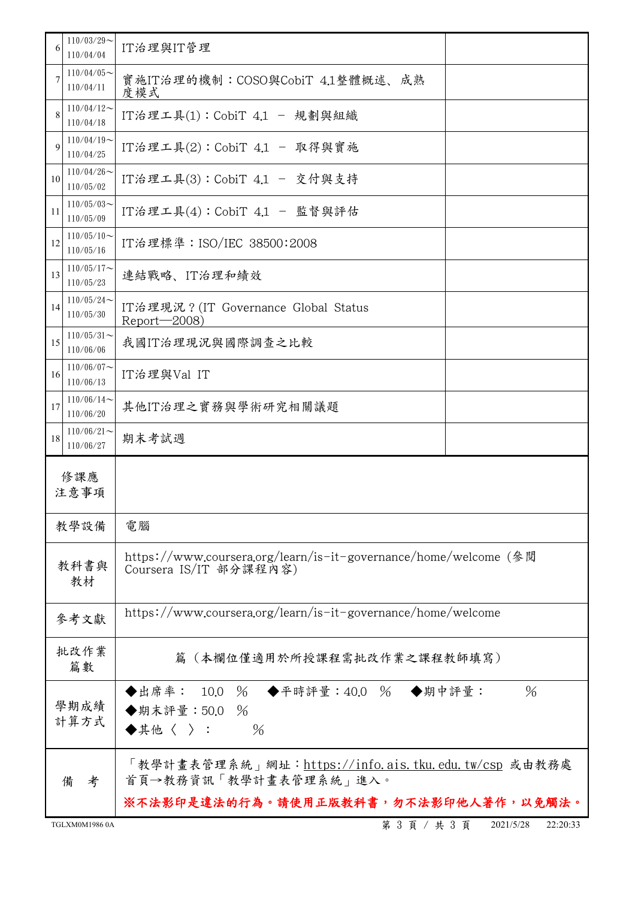| | | | |
|---|---|---|---|
| 6 | 110/03/29～<br>110/04/04 | IT治理與IT管理 | |
| 7 | 110/04/05～<br>110/04/11 | 實施IT治理的機制：COSO與CobiT 4.1整體概述、成熟度模式 | |
| 8 | 110/04/12～<br>110/04/18 | IT治理工具(1)：CobiT 4.1 － 規劃與組織 | |
| 9 | 110/04/19～<br>110/04/25 | IT治理工具(2)：CobiT 4.1 － 取得與實施 | |
| 10 | 110/04/26～<br>110/05/02 | IT治理工具(3)：CobiT 4.1 － 交付與支持 | |
| 11 | 110/05/03～<br>110/05/09 | IT治理工具(4)：CobiT 4.1 － 監督與評估 | |
| 12 | 110/05/10～<br>110/05/16 | IT治理標準：ISO/IEC 38500:2008 | |
| 13 | 110/05/17～<br>110/05/23 | 連結戰略、IT治理和績效 | |
| 14 | 110/05/24～<br>110/05/30 | IT治理現況？(IT Governance Global Status Report—2008) | |
| 15 | 110/05/31～<br>110/06/06 | 我國IT治理現況與國際調查之比較 | |
| 16 | 110/06/07～<br>110/06/13 | IT治理與Val IT | |
| 17 | 110/06/14～<br>110/06/20 | 其他IT治理之實務與學術研究相關議題 | |
| 18 | 110/06/21～<br>110/06/27 | 期末考試週 | |

| | |
|---|---|
| 修課應注意事項 | |
| 教學設備 | 電腦 |
| 教科書與教材 | https://www.coursera.org/learn/is-it-governance/home/welcome (參閱 Coursera IS/IT 部分課程內容) |
| 參考文獻 | https://www.coursera.org/learn/is-it-governance/home/welcome |
| 批改作業篇數 | 篇（本欄位僅適用於所授課程需批改作業之課程教師填寫） |
| 學期成績計算方式 | ◆出席率： 10.0 ％ ◆平時評量：40.0 ％ ◆期中評量： ％<br>◆期末評量：50.0 ％<br>◆其他〈 〉： ％ |
| 備 考 | 「教學計畫表管理系統」網址：https://info.ais.tku.edu.tw/csp 或由教務處首頁→教務資訊「教學計畫表管理系統」進入。<br>**※不法影印是違法的行為。請使用正版教科書，勿不法影印他人著作，以免觸法。** |

TGLXM0M1986 0A　　2021/5/28 22:20:33